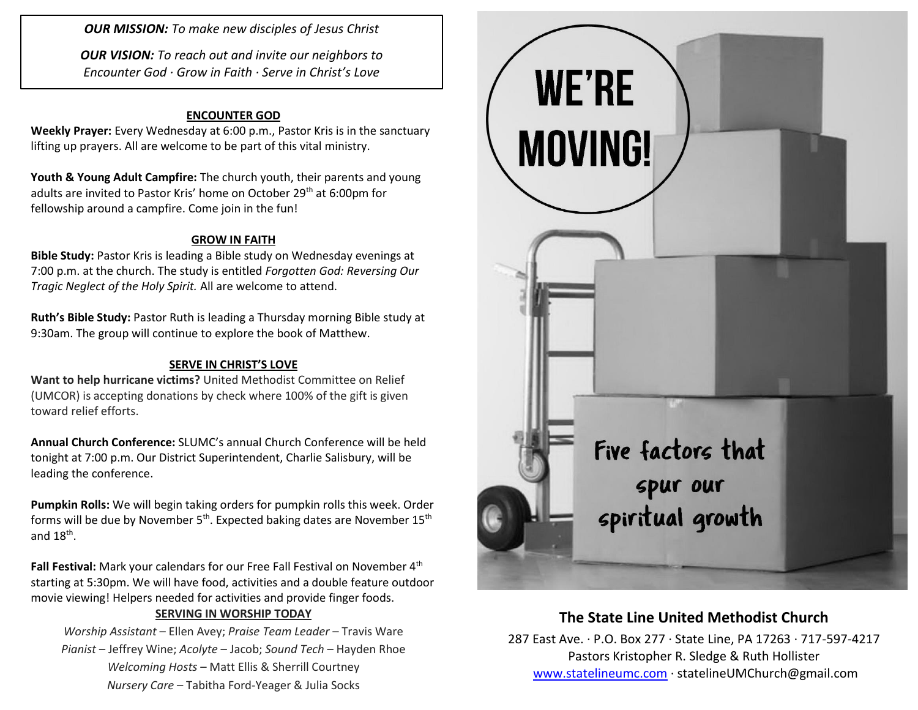***OUR MISSION:*** *To make new disciples of Jesus Christ*

***OUR VISION:*** *To reach out and invite our neighbors to Encounter God · Grow in Faith · Serve in Christ's Love*

## ENCOUNTER GOD

**Weekly Prayer:** Every Wednesday at 6:00 p.m., Pastor Kris is in the sanctuary lifting up prayers. All are welcome to be part of this vital ministry.

**Youth & Young Adult Campfire:** The church youth, their parents and young adults are invited to Pastor Kris' home on October 29th at 6:00pm for fellowship around a campfire. Come join in the fun!

## GROW IN FAITH

**Bible Study:** Pastor Kris is leading a Bible study on Wednesday evenings at 7:00 p.m. at the church. The study is entitled *Forgotten God: Reversing Our Tragic Neglect of the Holy Spirit.* All are welcome to attend.

**Ruth's Bible Study:** Pastor Ruth is leading a Thursday morning Bible study at 9:30am. The group will continue to explore the book of Matthew.

## SERVE IN CHRIST'S LOVE

**Want to help hurricane victims?** United Methodist Committee on Relief (UMCOR) is accepting donations by check where 100% of the gift is given toward relief efforts.

**Annual Church Conference:** SLUMC's annual Church Conference will be held tonight at 7:00 p.m. Our District Superintendent, Charlie Salisbury, will be leading the conference.

**Pumpkin Rolls:** We will begin taking orders for pumpkin rolls this week. Order forms will be due by November 5th. Expected baking dates are November 15th and 18th.

**Fall Festival:** Mark your calendars for our Free Fall Festival on November 4th starting at 5:30pm. We will have food, activities and a double feature outdoor movie viewing! Helpers needed for activities and provide finger foods.

## SERVING IN WORSHIP TODAY

*Worship Assistant* – Ellen Avey; *Praise Team Leader* – Travis Ware
*Pianist* – Jeffrey Wine; *Acolyte* – Jacob; *Sound Tech* – Hayden Rhoe
*Welcoming Hosts* – Matt Ellis & Sherrill Courtney
*Nursery Care* – Tabitha Ford-Yeager & Julia Socks

# WE'RE MOVING!

Five factors that spur our spiritual growth

## The State Line United Methodist Church

287 East Ave. · P.O. Box 277 · State Line, PA 17263 · 717-597-4217
Pastors Kristopher R. Sledge & Ruth Hollister
www.statelineumc.com · statelineUMChurch@gmail.com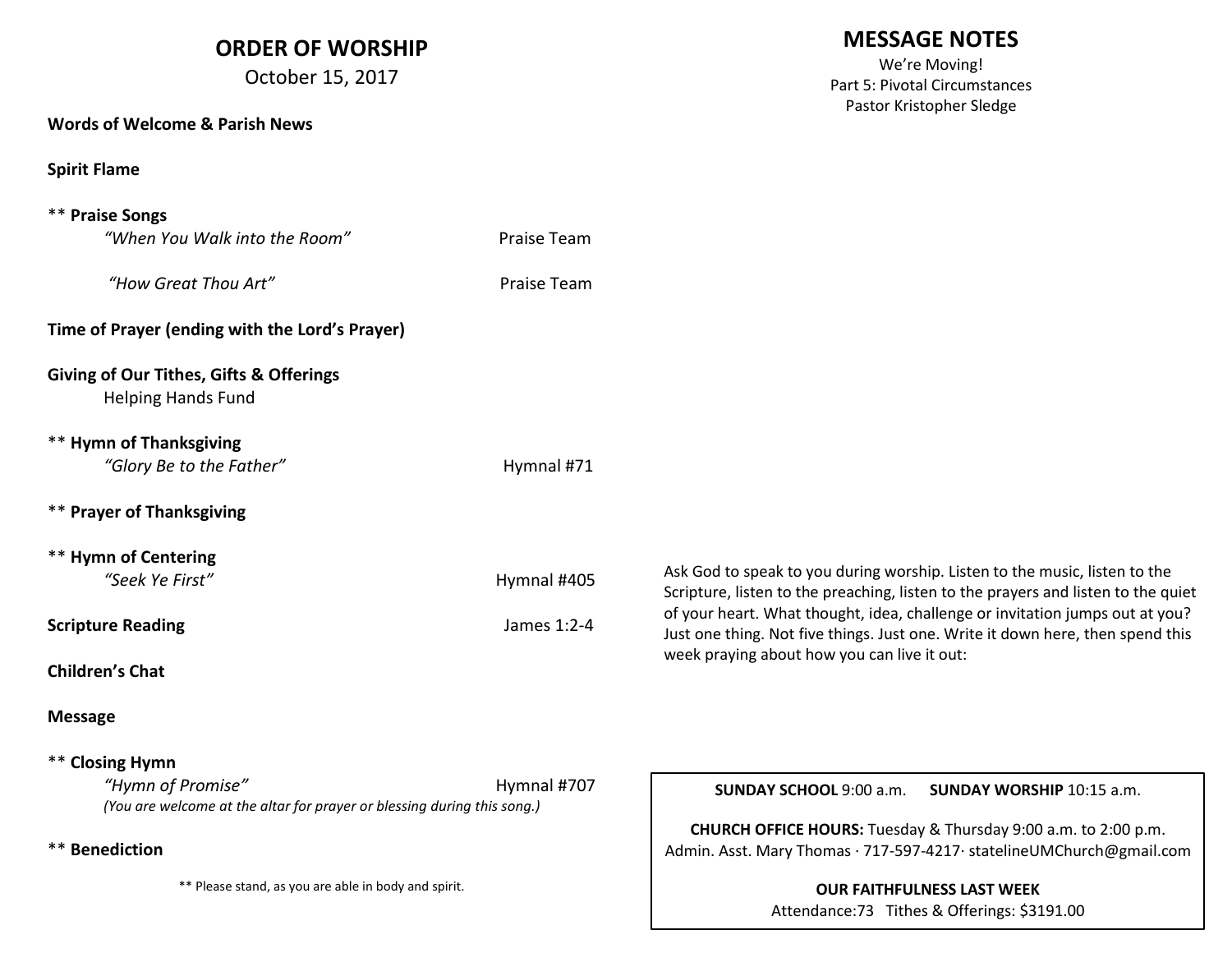## ORDER OF WORSHIP

October 15, 2017

**Words of Welcome & Parish News**

**Spirit Flame**

** **Praise Songs**

*"When You Walk into the Room"* — Praise Team

*"How Great Thou Art"* — Praise Team

**Time of Prayer (ending with the Lord's Prayer)**

**Giving of Our Tithes, Gifts & Offerings**

Helping Hands Fund

** **Hymn of Thanksgiving**

*"Glory Be to the Father"* — Hymnal #71

** **Prayer of Thanksgiving**

** **Hymn of Centering**

*"Seek Ye First"* — Hymnal #405

**Scripture Reading** — James 1:2-4

**Children's Chat**

**Message**

** **Closing Hymn**

*"Hymn of Promise"* — Hymnal #707

*(You are welcome at the altar for prayer or blessing during this song.)*

** **Benediction**

** Please stand, as you are able in body and spirit.

## MESSAGE NOTES

We're Moving!

Part 5: Pivotal Circumstances

Pastor Kristopher Sledge

Ask God to speak to you during worship. Listen to the music, listen to the Scripture, listen to the preaching, listen to the prayers and listen to the quiet of your heart. What thought, idea, challenge or invitation jumps out at you? Just one thing. Not five things. Just one. Write it down here, then spend this week praying about how you can live it out:

**SUNDAY SCHOOL** 9:00 a.m. **SUNDAY WORSHIP** 10:15 a.m.

**CHURCH OFFICE HOURS:** Tuesday & Thursday 9:00 a.m. to 2:00 p.m.

Admin. Asst. Mary Thomas · 717-597-4217· statelineUMChurch@gmail.com

**OUR FAITHFULNESS LAST WEEK**

Attendance:73 Tithes & Offerings: $3191.00